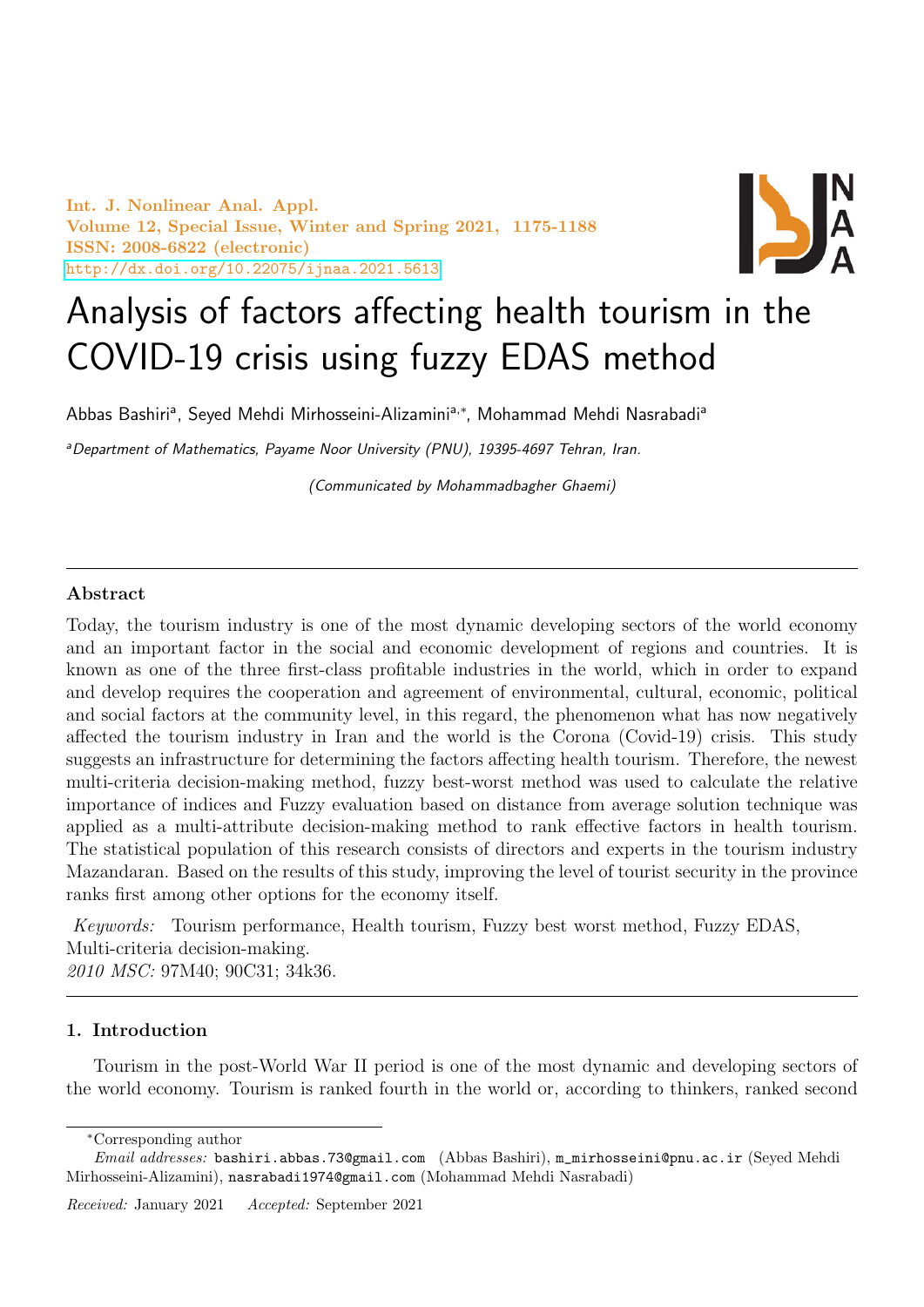Int. J. Nonlinear Anal. Appl.
Volume 12, Special Issue, Winter and Spring 2021, 1175-1188
ISSN: 2008-6822 (electronic)
http://dx.doi.org/10.22075/ijnaa.2021.5613

# Analysis of factors affecting health tourism in the COVID-19 crisis using fuzzy EDAS method

Abbas Bashiri[a], Seyed Mehdi Mirhosseini-Alizamini[a,*], Mohammad Mehdi Nasrabadi[a]

[a]*Department of Mathematics, Payame Noor University (PNU), 19395-4697 Tehran, Iran.*

*(Communicated by Mohammadbagher Ghaemi)*

## Abstract

Today, the tourism industry is one of the most dynamic developing sectors of the world economy and an important factor in the social and economic development of regions and countries. It is known as one of the three first-class profitable industries in the world, which in order to expand and develop requires the cooperation and agreement of environmental, cultural, economic, political and social factors at the community level, in this regard, the phenomenon what has now negatively affected the tourism industry in Iran and the world is the Corona (Covid-19) crisis. This study suggests an infrastructure for determining the factors affecting health tourism. Therefore, the newest multi-criteria decision-making method, fuzzy best-worst method was used to calculate the relative importance of indices and Fuzzy evaluation based on distance from average solution technique was applied as a multi-attribute decision-making method to rank effective factors in health tourism. The statistical population of this research consists of directors and experts in the tourism industry Mazandaran. Based on the results of this study, improving the level of tourist security in the province ranks first among other options for the economy itself.

*Keywords:* Tourism performance, Health tourism, Fuzzy best worst method, Fuzzy EDAS, Multi-criteria decision-making.
*2010 MSC:* 97M40; 90C31; 34k36.

## 1. Introduction

Tourism in the post-World War II period is one of the most dynamic and developing sectors of the world economy. Tourism is ranked fourth in the world or, according to thinkers, ranked second

---

*Corresponding author

*Email addresses:* bashiri.abbas.73@gmail.com (Abbas Bashiri), m_mirhosseini@pnu.ac.ir (Seyed Mehdi Mirhosseini-Alizamini), nasrabadi1974@gmail.com (Mohammad Mehdi Nasrabadi)

*Received:* January 2021 *Accepted:* September 2021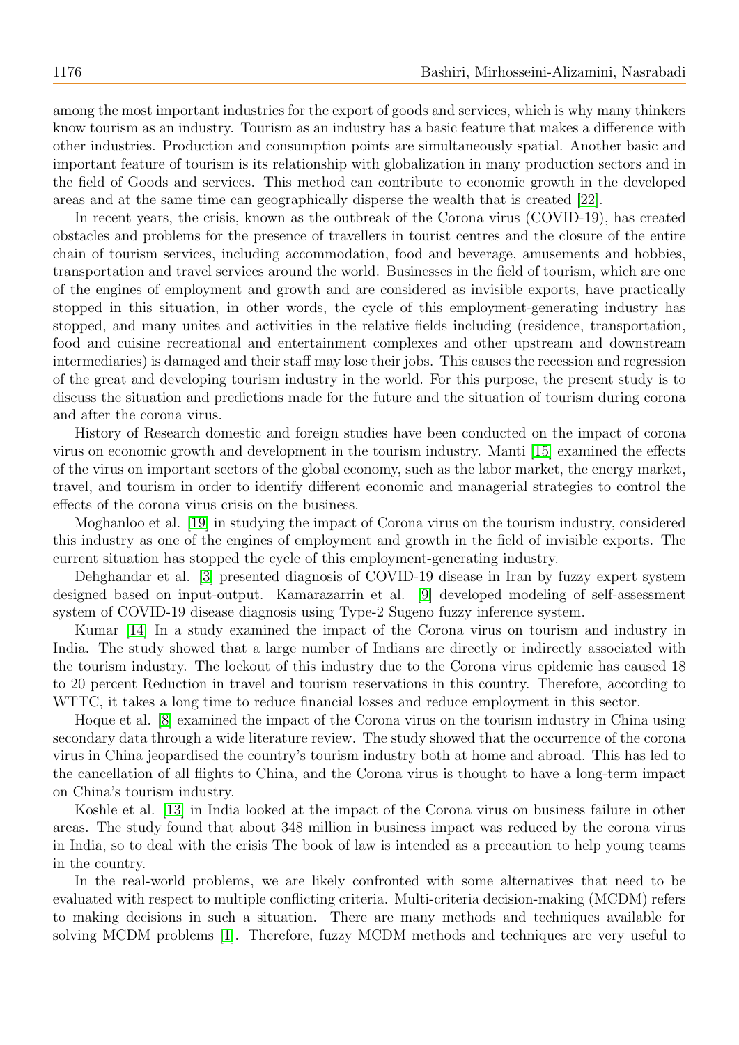among the most important industries for the export of goods and services, which is why many thinkers know tourism as an industry. Tourism as an industry has a basic feature that makes a difference with other industries. Production and consumption points are simultaneously spatial. Another basic and important feature of tourism is its relationship with globalization in many production sectors and in the field of Goods and services. This method can contribute to economic growth in the developed areas and at the same time can geographically disperse the wealth that is created [22].

In recent years, the crisis, known as the outbreak of the Corona virus (COVID-19), has created obstacles and problems for the presence of travellers in tourist centres and the closure of the entire chain of tourism services, including accommodation, food and beverage, amusements and hobbies, transportation and travel services around the world. Businesses in the field of tourism, which are one of the engines of employment and growth and are considered as invisible exports, have practically stopped in this situation, in other words, the cycle of this employment-generating industry has stopped, and many unites and activities in the relative fields including (residence, transportation, food and cuisine recreational and entertainment complexes and other upstream and downstream intermediaries) is damaged and their staff may lose their jobs. This causes the recession and regression of the great and developing tourism industry in the world. For this purpose, the present study is to discuss the situation and predictions made for the future and the situation of tourism during corona and after the corona virus.

History of Research domestic and foreign studies have been conducted on the impact of corona virus on economic growth and development in the tourism industry. Manti [15] examined the effects of the virus on important sectors of the global economy, such as the labor market, the energy market, travel, and tourism in order to identify different economic and managerial strategies to control the effects of the corona virus crisis on the business.

Moghanloo et al. [19] in studying the impact of Corona virus on the tourism industry, considered this industry as one of the engines of employment and growth in the field of invisible exports. The current situation has stopped the cycle of this employment-generating industry.

Dehghandar et al. [3] presented diagnosis of COVID-19 disease in Iran by fuzzy expert system designed based on input-output. Kamarazarrin et al. [9] developed modeling of self-assessment system of COVID-19 disease diagnosis using Type-2 Sugeno fuzzy inference system.

Kumar [14] In a study examined the impact of the Corona virus on tourism and industry in India. The study showed that a large number of Indians are directly or indirectly associated with the tourism industry. The lockout of this industry due to the Corona virus epidemic has caused 18 to 20 percent Reduction in travel and tourism reservations in this country. Therefore, according to WTTC, it takes a long time to reduce financial losses and reduce employment in this sector.

Hoque et al. [8] examined the impact of the Corona virus on the tourism industry in China using secondary data through a wide literature review. The study showed that the occurrence of the corona virus in China jeopardised the country's tourism industry both at home and abroad. This has led to the cancellation of all flights to China, and the Corona virus is thought to have a long-term impact on China's tourism industry.

Koshle et al. [13] in India looked at the impact of the Corona virus on business failure in other areas. The study found that about 348 million in business impact was reduced by the corona virus in India, so to deal with the crisis The book of law is intended as a precaution to help young teams in the country.

In the real-world problems, we are likely confronted with some alternatives that need to be evaluated with respect to multiple conflicting criteria. Multi-criteria decision-making (MCDM) refers to making decisions in such a situation. There are many methods and techniques available for solving MCDM problems [1]. Therefore, fuzzy MCDM methods and techniques are very useful to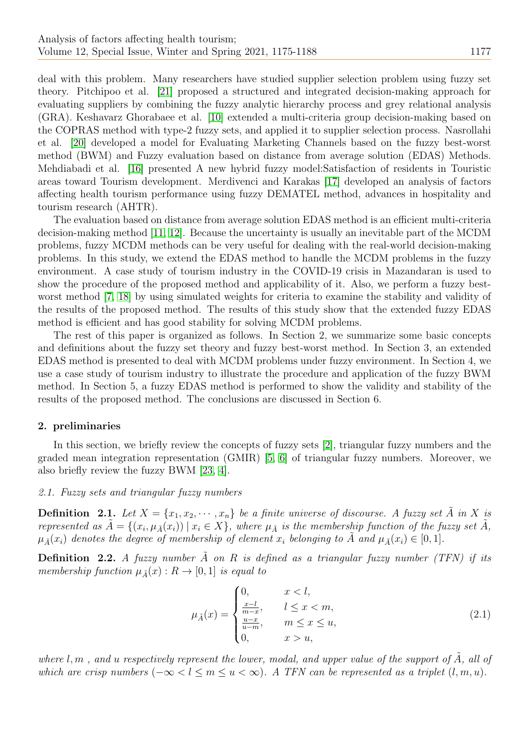deal with this problem. Many researchers have studied supplier selection problem using fuzzy set theory. Pitchipoo et al. [21] proposed a structured and integrated decision-making approach for evaluating suppliers by combining the fuzzy analytic hierarchy process and grey relational analysis (GRA). Keshavarz Ghorabaee et al. [10] extended a multi-criteria group decision-making based on the COPRAS method with type-2 fuzzy sets, and applied it to supplier selection process. Nasrollahi et al. [20] developed a model for Evaluating Marketing Channels based on the fuzzy best-worst method (BWM) and Fuzzy evaluation based on distance from average solution (EDAS) Methods. Mehdiabadi et al. [16] presented A new hybrid fuzzy model:Satisfaction of residents in Touristic areas toward Tourism development. Merdivenci and Karakas [17] developed an analysis of factors affecting health tourism performance using fuzzy DEMATEL method, advances in hospitality and tourism research (AHTR).

The evaluation based on distance from average solution EDAS method is an efficient multi-criteria decision-making method [11, 12]. Because the uncertainty is usually an inevitable part of the MCDM problems, fuzzy MCDM methods can be very useful for dealing with the real-world decision-making problems. In this study, we extend the EDAS method to handle the MCDM problems in the fuzzy environment. A case study of tourism industry in the COVID-19 crisis in Mazandaran is used to show the procedure of the proposed method and applicability of it. Also, we perform a fuzzy best-worst method [7, 18] by using simulated weights for criteria to examine the stability and validity of the results of the proposed method. The results of this study show that the extended fuzzy EDAS method is efficient and has good stability for solving MCDM problems.

The rest of this paper is organized as follows. In Section 2, we summarize some basic concepts and definitions about the fuzzy set theory and fuzzy best-worst method. In Section 3, an extended EDAS method is presented to deal with MCDM problems under fuzzy environment. In Section 4, we use a case study of tourism industry to illustrate the procedure and application of the fuzzy BWM method. In Section 5, a fuzzy EDAS method is performed to show the validity and stability of the results of the proposed method. The conclusions are discussed in Section 6.

## 2. preliminaries

In this section, we briefly review the concepts of fuzzy sets [2], triangular fuzzy numbers and the graded mean integration representation (GMIR) [5, 6] of triangular fuzzy numbers. Moreover, we also briefly review the fuzzy BWM [23, 4].

### 2.1. Fuzzy sets and triangular fuzzy numbers

**Definition 2.1.** *Let $X = \{x_1, x_2, \cdots, x_n\}$ be a finite universe of discourse. A fuzzy set $\tilde{A}$ in $X$ is represented as $\tilde{A} = \{(x_i, \mu_{\tilde{A}}(x_i)) \mid x_i \in X\}$, where $\mu_{\tilde{A}}$ is the membership function of the fuzzy set $\tilde{A}$, $\mu_{\tilde{A}}(x_i)$ denotes the degree of membership of element $x_i$ belonging to $\tilde{A}$ and $\mu_{\tilde{A}}(x_i) \in [0, 1]$.*

**Definition 2.2.** *A fuzzy number $\tilde{A}$ on $R$ is defined as a triangular fuzzy number (TFN) if its membership function $\mu_{\tilde{A}}(x) : R \to [0, 1]$ is equal to*

$$
\mu_{\tilde{A}}(x) = \begin{cases} 0, & x < l, \\ \frac{x-l}{m-x}, & l \le x < m, \\ \frac{u-x}{u-m}, & m \le x \le u, \\ 0, & x > u, \end{cases} \tag{2.1}
$$

*where $l, m$ , and $u$ respectively represent the lower, modal, and upper value of the support of $\tilde{A}$, all of which are crisp numbers $(-\infty < l \le m \le u < \infty)$. A TFN can be represented as a triplet $(l, m, u)$.*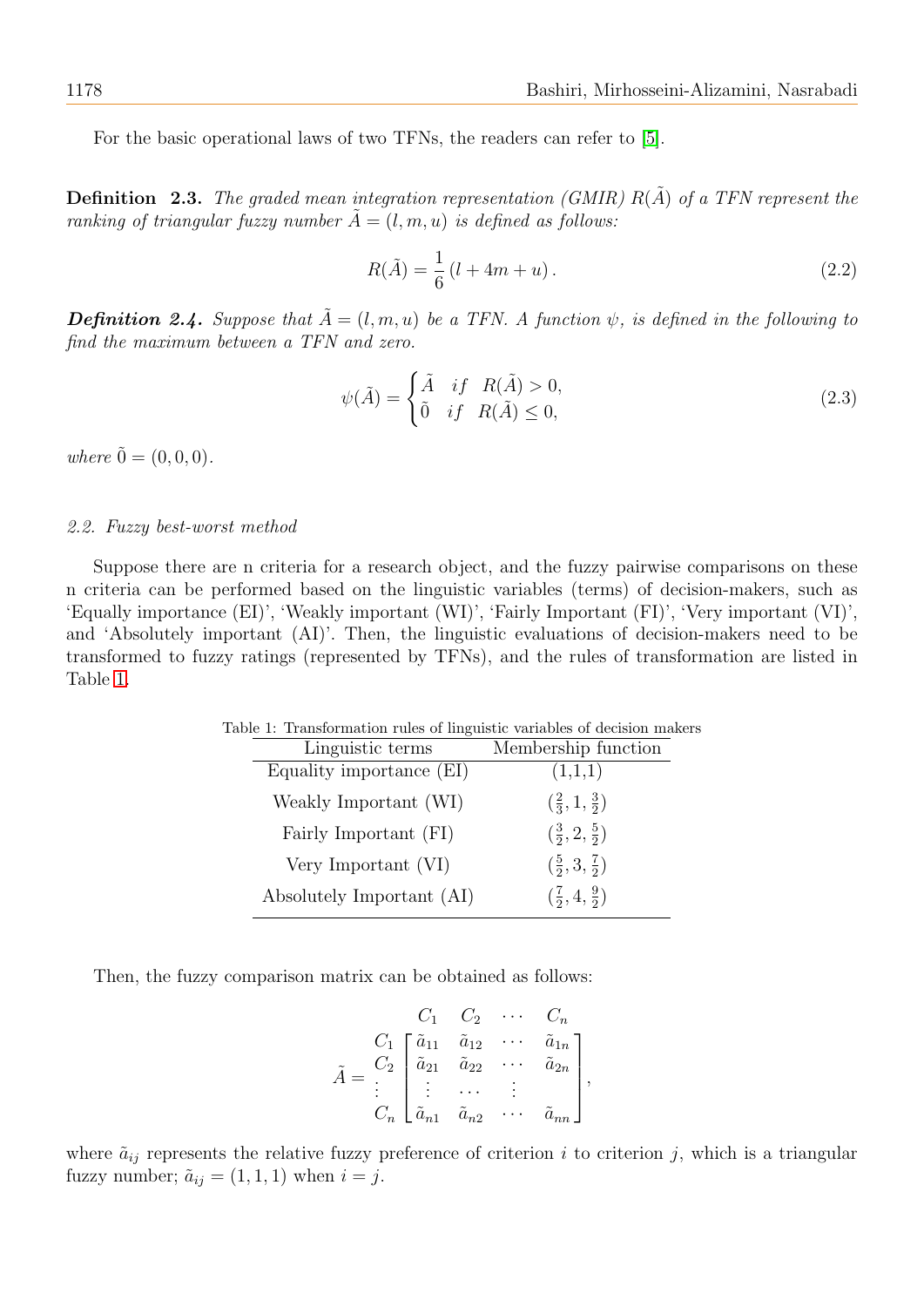For the basic operational laws of two TFNs, the readers can refer to [5].

**Definition 2.3.** *The graded mean integration representation (GMIR) $R(\tilde{A})$ of a TFN represent the ranking of triangular fuzzy number $\tilde{A} = (l, m, u)$ is defined as follows:*

$$R(\tilde{A}) = \frac{1}{6}\left(l + 4m + u\right). \tag{2.2}$$

***Definition 2.4.*** *Suppose that $\tilde{A} = (l, m, u)$ be a TFN. A function $\psi$, is defined in the following to find the maximum between a TFN and zero.*

$$\psi(\tilde{A}) = \begin{cases} \tilde{A} & if \quad R(\tilde{A}) > 0, \\ \tilde{0} & if \quad R(\tilde{A}) \leq 0, \end{cases} \tag{2.3}$$

*where $\tilde{0} = (0, 0, 0)$.*

### *2.2. Fuzzy best-worst method*

Suppose there are n criteria for a research object, and the fuzzy pairwise comparisons on these n criteria can be performed based on the linguistic variables (terms) of decision-makers, such as 'Equally importance (EI)', 'Weakly important (WI)', 'Fairly Important (FI)', 'Very important (VI)', and 'Absolutely important (AI)'. Then, the linguistic evaluations of decision-makers need to be transformed to fuzzy ratings (represented by TFNs), and the rules of transformation are listed in Table 1.

Table 1: Transformation rules of linguistic variables of decision makers

| Linguistic terms | Membership function |
|---|---|
| Equality importance (EI) | (1,1,1) |
| Weakly Important (WI) | $(\frac{2}{3}, 1, \frac{3}{2})$ |
| Fairly Important (FI) | $(\frac{3}{2}, 2, \frac{5}{2})$ |
| Very Important (VI) | $(\frac{5}{2}, 3, \frac{7}{2})$ |
| Absolutely Important (AI) | $(\frac{7}{2}, 4, \frac{9}{2})$ |

Then, the fuzzy comparison matrix can be obtained as follows:

$$\tilde{A} = \begin{array}{c} \\ C_1 \\ C_2 \\ \vdots \\ C_n \end{array} \begin{array}{c} \begin{array}{cccc} C_1 & C_2 & \cdots & C_n \end{array} \\ \begin{bmatrix} \tilde{a}_{11} & \tilde{a}_{12} & \cdots & \tilde{a}_{1n} \\ \tilde{a}_{21} & \tilde{a}_{22} & \cdots & \tilde{a}_{2n} \\ \vdots & \cdots & \vdots & \\ \tilde{a}_{n1} & \tilde{a}_{n2} & \cdots & \tilde{a}_{nn} \end{bmatrix} \end{array},$$

where $\tilde{a}_{ij}$ represents the relative fuzzy preference of criterion $i$ to criterion $j$, which is a triangular fuzzy number; $\tilde{a}_{ij} = (1, 1, 1)$ when $i = j$.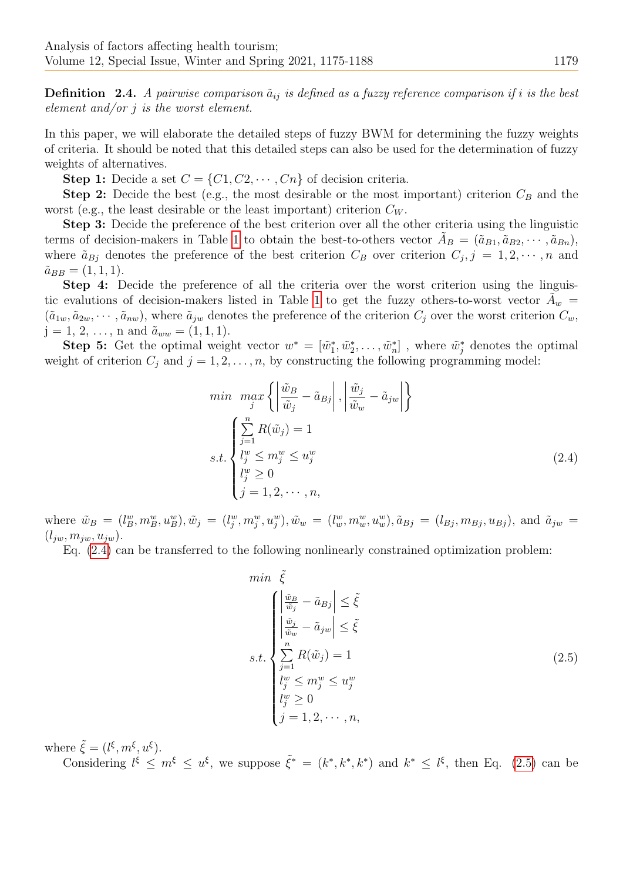**Definition 2.4.** *A pairwise comparison $\tilde{a}_{ij}$ is defined as a fuzzy reference comparison if $i$ is the best element and/or $j$ is the worst element.*

In this paper, we will elaborate the detailed steps of fuzzy BWM for determining the fuzzy weights of criteria. It should be noted that this detailed steps can also be used for the determination of fuzzy weights of alternatives.

**Step 1:** Decide a set $C = \{C1, C2, \cdots, Cn\}$ of decision criteria.

**Step 2:** Decide the best (e.g., the most desirable or the most important) criterion $C_B$ and the worst (e.g., the least desirable or the least important) criterion $C_W$.

**Step 3:** Decide the preference of the best criterion over all the other criteria using the linguistic terms of decision-makers in Table 1 to obtain the best-to-others vector $\tilde{A}_B = (\tilde{a}_{B1}, \tilde{a}_{B2}, \cdots, \tilde{a}_{Bn})$, where $\tilde{a}_{Bj}$ denotes the preference of the best criterion $C_B$ over criterion $C_j$, $j = 1, 2, \cdots, n$ and $\tilde{a}_{BB} = (1, 1, 1)$.

**Step 4:** Decide the preference of all the criteria over the worst criterion using the linguistic evalutions of decision-makers listed in Table 1 to get the fuzzy others-to-worst vector $\tilde{A}_w = (\tilde{a}_{1w}, \tilde{a}_{2w}, \cdots, \tilde{a}_{nw})$, where $\tilde{a}_{jw}$ denotes the preference of the criterion $C_j$ over the worst criterion $C_w$, j = 1, 2, …, n and $\tilde{a}_{ww} = (1, 1, 1)$.

**Step 5:** Get the optimal weight vector $w^* = [\tilde{w}_1^*, \tilde{w}_2^*, \ldots, \tilde{w}_n^*]$ , where $\tilde{w}_j^*$ denotes the optimal weight of criterion $C_j$ and $j = 1, 2, \ldots, n$, by constructing the following programming model:

$$
\begin{aligned}
& \min \ \max_j \left\{ \left| \frac{\tilde{w}_B}{\tilde{w}_j} - \tilde{a}_{Bj} \right|, \left| \frac{\tilde{w}_j}{\tilde{w}_w} - \tilde{a}_{jw} \right| \right\} \\
& s.t. \begin{cases} \sum\limits_{j=1}^{n} R(\tilde{w}_j) = 1 \\ l_j^w \leq m_j^w \leq u_j^w \\ l_j^w \geq 0 \\ j = 1, 2, \cdots, n, \end{cases}
\end{aligned}
\tag{2.4}
$$

where $\tilde{w}_B = (l_B^w, m_B^w, u_B^w), \tilde{w}_j = (l_j^w, m_j^w, u_j^w), \tilde{w}_w = (l_w^w, m_w^w, u_w^w), \tilde{a}_{Bj} = (l_{Bj}, m_{Bj}, u_{Bj})$, and $\tilde{a}_{jw} = (l_{jw}, m_{jw}, u_{jw})$.

Eq. (2.4) can be transferred to the following nonlinearly constrained optimization problem:

$$
\begin{aligned}
& \min \ \tilde{\xi} \\
& s.t. \begin{cases} \left| \frac{\tilde{w}_B}{\tilde{w}_j} - \tilde{a}_{Bj} \right| \leq \tilde{\xi} \\ \left| \frac{\tilde{w}_j}{\tilde{w}_w} - \tilde{a}_{jw} \right| \leq \tilde{\xi} \\ \sum\limits_{j=1}^{n} R(\tilde{w}_j) = 1 \\ l_j^w \leq m_j^w \leq u_j^w \\ l_j^w \geq 0 \\ j = 1, 2, \cdots, n, \end{cases}
\end{aligned}
\tag{2.5}
$$

where $\tilde{\xi} = (l^\xi, m^\xi, u^\xi)$.

Considering $l^\xi \leq m^\xi \leq u^\xi$, we suppose $\tilde{\xi}^* = (k^*, k^*, k^*)$ and $k^* \leq l^\xi$, then Eq. (2.5) can be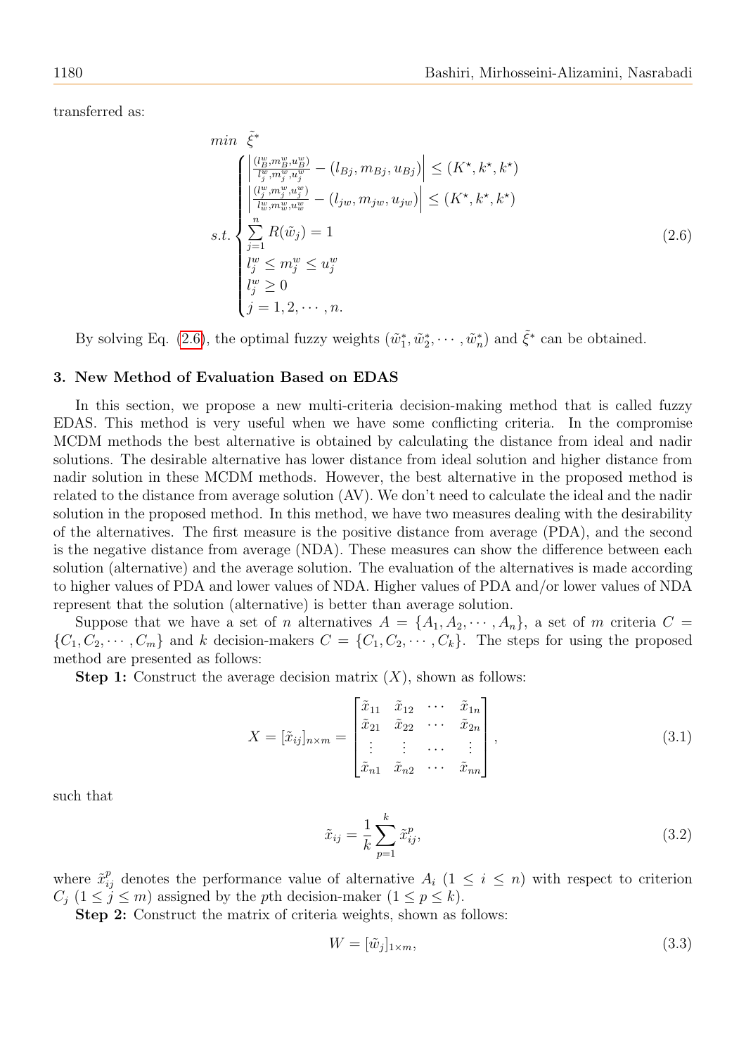transferred as:

$$
\begin{aligned}
&min\ \ \tilde{\xi}^* \\
&s.t.\begin{cases}
\left|\frac{(l_B^w, m_B^w, u_B^w)}{l_j^w, m_j^w, u_j^w} - (l_{Bj}, m_{Bj}, u_{Bj})\right| \leq (K^\star, k^\star, k^\star) \\
\left|\frac{(l_j^w, m_j^w, u_j^w)}{l_w^w, m_w^w, u_w^w} - (l_{jw}, m_{jw}, u_{jw})\right| \leq (K^\star, k^\star, k^\star) \\
\sum\limits_{j=1}^{n} R(\tilde{w}_j) = 1 \\
l_j^w \leq m_j^w \leq u_j^w \\
l_j^w \geq 0 \\
j = 1, 2, \cdots, n.
\end{cases}
\end{aligned}
\tag{2.6}
$$

By solving Eq. (2.6), the optimal fuzzy weights $(\tilde{w}_1^*, \tilde{w}_2^*, \cdots, \tilde{w}_n^*)$ and $\tilde{\xi}^*$ can be obtained.

## 3. New Method of Evaluation Based on EDAS

In this section, we propose a new multi-criteria decision-making method that is called fuzzy EDAS. This method is very useful when we have some conflicting criteria. In the compromise MCDM methods the best alternative is obtained by calculating the distance from ideal and nadir solutions. The desirable alternative has lower distance from ideal solution and higher distance from nadir solution in these MCDM methods. However, the best alternative in the proposed method is related to the distance from average solution (AV). We don't need to calculate the ideal and the nadir solution in the proposed method. In this method, we have two measures dealing with the desirability of the alternatives. The first measure is the positive distance from average (PDA), and the second is the negative distance from average (NDA). These measures can show the difference between each solution (alternative) and the average solution. The evaluation of the alternatives is made according to higher values of PDA and lower values of NDA. Higher values of PDA and/or lower values of NDA represent that the solution (alternative) is better than average solution.

Suppose that we have a set of $n$ alternatives $A = \{A_1, A_2, \cdots, A_n\}$, a set of $m$ criteria $C = \{C_1, C_2, \cdots, C_m\}$ and $k$ decision-makers $C = \{C_1, C_2, \cdots, C_k\}$. The steps for using the proposed method are presented as follows:

**Step 1:** Construct the average decision matrix $(X)$, shown as follows:

$$
X = [\tilde{x}_{ij}]_{n\times m} = \begin{bmatrix}
\tilde{x}_{11} & \tilde{x}_{12} & \cdots & \tilde{x}_{1n} \\
\tilde{x}_{21} & \tilde{x}_{22} & \cdots & \tilde{x}_{2n} \\
\vdots & \vdots & \cdots & \vdots \\
\tilde{x}_{n1} & \tilde{x}_{n2} & \cdots & \tilde{x}_{nn}
\end{bmatrix},
\tag{3.1}
$$

such that

$$
\tilde{x}_{ij} = \frac{1}{k}\sum_{p=1}^{k} \tilde{x}_{ij}^p,
\tag{3.2}
$$

where $\tilde{x}_{ij}^p$ denotes the performance value of alternative $A_i$ $(1 \leq i \leq n)$ with respect to criterion $C_j$ $(1 \leq j \leq m)$ assigned by the $p$th decision-maker $(1 \leq p \leq k)$.

**Step 2:** Construct the matrix of criteria weights, shown as follows:

$$
W = [\tilde{w}_j]_{1\times m},
\tag{3.3}
$$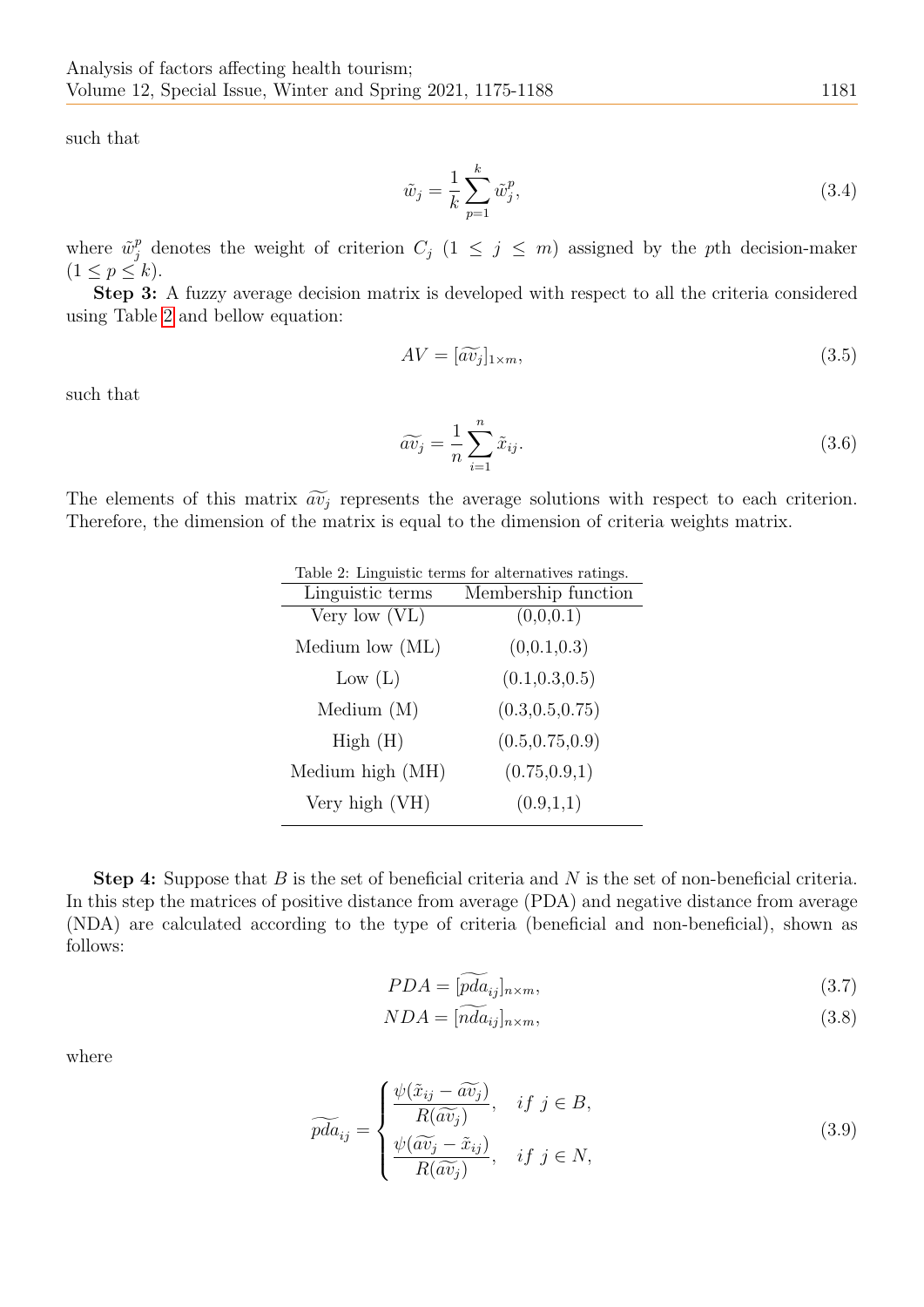such that

$$\tilde{w}_j = \frac{1}{k}\sum_{p=1}^{k}\tilde{w}_j^p, \tag{3.4}$$

where $\tilde{w}_j^p$ denotes the weight of criterion $C_j$ $(1 \leq j \leq m)$ assigned by the $p$th decision-maker $(1 \leq p \leq k)$.

**Step 3:** A fuzzy average decision matrix is developed with respect to all the criteria considered using Table 2 and bellow equation:

$$AV = [\widetilde{av}_j]_{1\times m}, \tag{3.5}$$

such that

$$\widetilde{av}_j = \frac{1}{n}\sum_{i=1}^{n}\tilde{x}_{ij}. \tag{3.6}$$

The elements of this matrix $\widetilde{av}_j$ represents the average solutions with respect to each criterion. Therefore, the dimension of the matrix is equal to the dimension of criteria weights matrix.

Table 2: Linguistic terms for alternatives ratings.

| Linguistic terms | Membership function |
|---|---|
| Very low (VL) | (0,0,0.1) |
| Medium low (ML) | (0,0.1,0.3) |
| Low (L) | (0.1,0.3,0.5) |
| Medium (M) | (0.3,0.5,0.75) |
| High (H) | (0.5,0.75,0.9) |
| Medium high (MH) | (0.75,0.9,1) |
| Very high (VH) | (0.9,1,1) |

**Step 4:** Suppose that $B$ is the set of beneficial criteria and $N$ is the set of non-beneficial criteria. In this step the matrices of positive distance from average (PDA) and negative distance from average (NDA) are calculated according to the type of criteria (beneficial and non-beneficial), shown as follows:

$$PDA = [\widetilde{pda}_{ij}]_{n\times m}, \tag{3.7}$$

$$NDA = [\widetilde{nda}_{ij}]_{n\times m}, \tag{3.8}$$

where

$$\widetilde{pda}_{ij} = \begin{cases} \dfrac{\psi(\tilde{x}_{ij} - \widetilde{av}_j)}{R(\widetilde{av}_j)}, & if\ j \in B, \\[2ex] \dfrac{\psi(\widetilde{av}_j - \tilde{x}_{ij})}{R(\widetilde{av}_j)}, & if\ j \in N, \end{cases} \tag{3.9}$$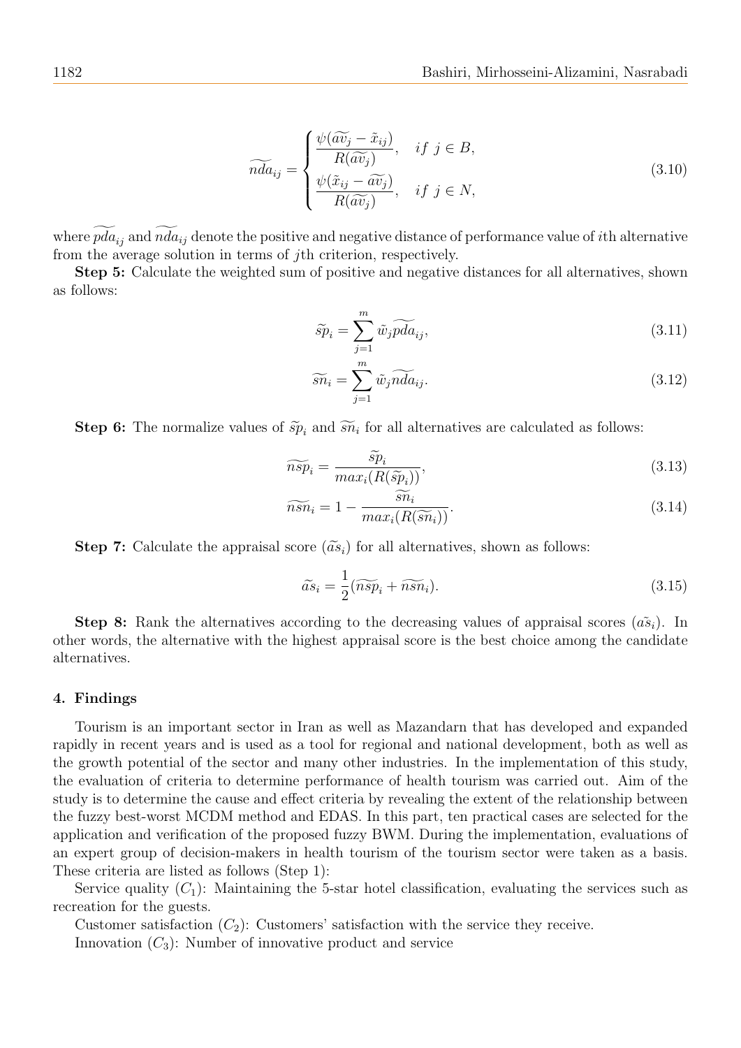$$\widetilde{nda}_{ij} = \begin{cases} \dfrac{\psi(\widetilde{av}_j - \tilde{x}_{ij})}{R(\widetilde{av}_j)}, & if\ j \in B, \\ \dfrac{\psi(\tilde{x}_{ij} - \widetilde{av}_j)}{R(\widetilde{av}_j)}, & if\ j \in N, \end{cases} \tag{3.10}$$

where $\widetilde{pda}_{ij}$ and $\widetilde{nda}_{ij}$ denote the positive and negative distance of performance value of $i$th alternative from the average solution in terms of $j$th criterion, respectively.

**Step 5:** Calculate the weighted sum of positive and negative distances for all alternatives, shown as follows:

$$\widetilde{sp}_i = \sum_{j=1}^{m} \tilde{w}_j \widetilde{pda}_{ij}, \tag{3.11}$$

$$\widetilde{sn}_i = \sum_{j=1}^{m} \tilde{w}_j \widetilde{nda}_{ij}. \tag{3.12}$$

**Step 6:** The normalize values of $\widetilde{sp}_i$ and $\widetilde{sn}_i$ for all alternatives are calculated as follows:

$$\widetilde{nsp}_i = \frac{\widetilde{sp}_i}{max_i(R(\widetilde{sp}_i))}, \tag{3.13}$$

$$\widetilde{nsn}_i = 1 - \frac{\widetilde{sn}_i}{max_i(R(\widetilde{sn}_i))}. \tag{3.14}$$

**Step 7:** Calculate the appraisal score $(\widetilde{as}_i)$ for all alternatives, shown as follows:

$$\widetilde{as}_i = \frac{1}{2}(\widetilde{nsp}_i + \widetilde{nsn}_i). \tag{3.15}$$

**Step 8:** Rank the alternatives according to the decreasing values of appraisal scores $(\tilde{as}_i)$. In other words, the alternative with the highest appraisal score is the best choice among the candidate alternatives.

#### 4. Findings

Tourism is an important sector in Iran as well as Mazandarn that has developed and expanded rapidly in recent years and is used as a tool for regional and national development, both as well as the growth potential of the sector and many other industries. In the implementation of this study, the evaluation of criteria to determine performance of health tourism was carried out. Aim of the study is to determine the cause and effect criteria by revealing the extent of the relationship between the fuzzy best-worst MCDM method and EDAS. In this part, ten practical cases are selected for the application and verification of the proposed fuzzy BWM. During the implementation, evaluations of an expert group of decision-makers in health tourism of the tourism sector were taken as a basis. These criteria are listed as follows (Step 1):

Service quality ($C_1$): Maintaining the 5-star hotel classification, evaluating the services such as recreation for the guests.

Customer satisfaction ($C_2$): Customers' satisfaction with the service they receive.

Innovation ($C_3$): Number of innovative product and service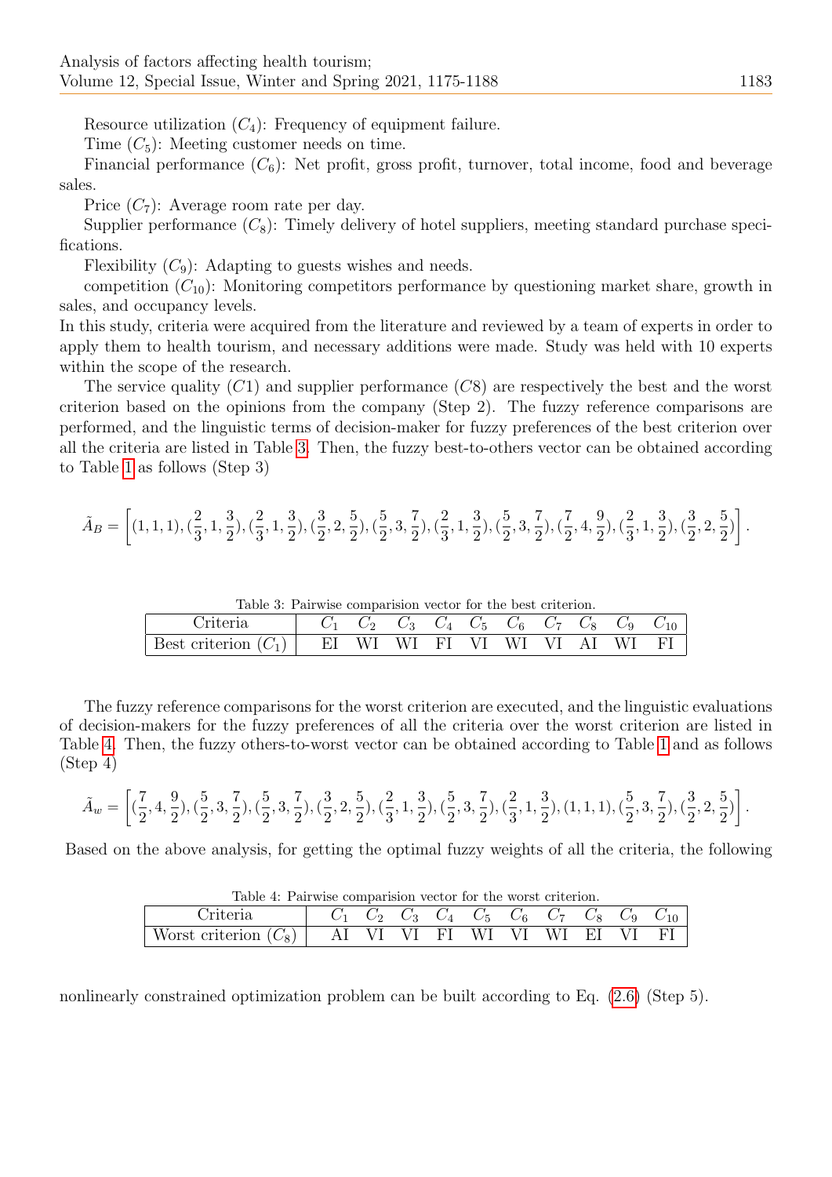Resource utilization ($C_4$): Frequency of equipment failure.

Time ($C_5$): Meeting customer needs on time.

Financial performance ($C_6$): Net profit, gross profit, turnover, total income, food and beverage sales.

Price ($C_7$): Average room rate per day.

Supplier performance ($C_8$): Timely delivery of hotel suppliers, meeting standard purchase specifications.

Flexibility ($C_9$): Adapting to guests wishes and needs.

competition ($C_{10}$): Monitoring competitors performance by questioning market share, growth in sales, and occupancy levels.

In this study, criteria were acquired from the literature and reviewed by a team of experts in order to apply them to health tourism, and necessary additions were made. Study was held with 10 experts within the scope of the research.

The service quality ($C1$) and supplier performance ($C8$) are respectively the best and the worst criterion based on the opinions from the company (Step 2). The fuzzy reference comparisons are performed, and the linguistic terms of decision-maker for fuzzy preferences of the best criterion over all the criteria are listed in Table 3. Then, the fuzzy best-to-others vector can be obtained according to Table 1 as follows (Step 3)

$$\tilde{A}_B = \left[(1,1,1),(\frac{2}{3},1,\frac{3}{2}),(\frac{2}{3},1,\frac{3}{2}),(\frac{3}{2},2,\frac{5}{2}),(\frac{5}{2},3,\frac{7}{2}),(\frac{2}{3},1,\frac{3}{2}),(\frac{5}{2},3,\frac{7}{2}),(\frac{7}{2},4,\frac{9}{2}),(\frac{2}{3},1,\frac{3}{2}),(\frac{3}{2},2,\frac{5}{2})\right].$$

Table 3: Pairwise comparision vector for the best criterion.

| Criteria | $C_1$ | $C_2$ | $C_3$ | $C_4$ | $C_5$ | $C_6$ | $C_7$ | $C_8$ | $C_9$ | $C_{10}$ |
|---|---|---|---|---|---|---|---|---|---|---|
| Best criterion ($C_1$) | EI | WI | WI | FI | VI | WI | VI | AI | WI | FI |

The fuzzy reference comparisons for the worst criterion are executed, and the linguistic evaluations of decision-makers for the fuzzy preferences of all the criteria over the worst criterion are listed in Table 4. Then, the fuzzy others-to-worst vector can be obtained according to Table 1 and as follows (Step 4)

$$\tilde{A}_w = \left[(\frac{7}{2},4,\frac{9}{2}),(\frac{5}{2},3,\frac{7}{2}),(\frac{5}{2},3,\frac{7}{2}),(\frac{3}{2},2,\frac{5}{2}),(\frac{2}{3},1,\frac{3}{2}),(\frac{5}{2},3,\frac{7}{2}),(\frac{2}{3},1,\frac{3}{2}),(1,1,1),(\frac{5}{2},3,\frac{7}{2}),(\frac{3}{2},2,\frac{5}{2})\right].$$

Based on the above analysis, for getting the optimal fuzzy weights of all the criteria, the following nonlinearly constrained optimization problem can be built according to Eq. (2.6) (Step 5).

Table 4: Pairwise comparision vector for the worst criterion.

| Criteria | $C_1$ | $C_2$ | $C_3$ | $C_4$ | $C_5$ | $C_6$ | $C_7$ | $C_8$ | $C_9$ | $C_{10}$ |
|---|---|---|---|---|---|---|---|---|---|---|
| Worst criterion ($C_8$) | AI | VI | VI | FI | WI | VI | WI | EI | VI | FI |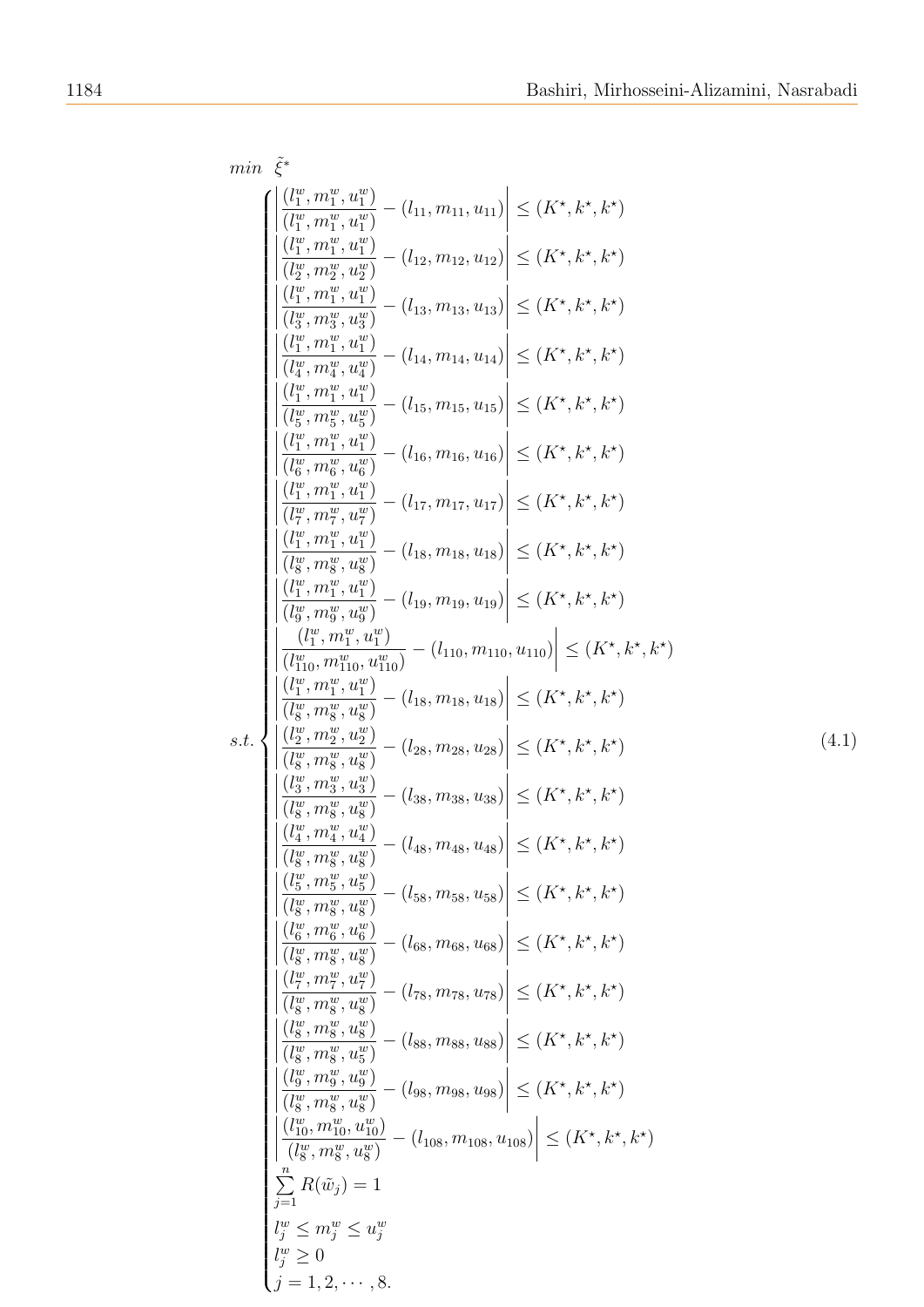$$
\min \ \tilde{\xi}^*
$$

$$
s.t. \begin{cases}
\left| \dfrac{(l_1^w, m_1^w, u_1^w)}{(l_1^w, m_1^w, u_1^w)} - (l_{11}, m_{11}, u_{11}) \right| \leq (K^\star, k^\star, k^\star) \\
\left| \dfrac{(l_1^w, m_1^w, u_1^w)}{(l_2^w, m_2^w, u_2^w)} - (l_{12}, m_{12}, u_{12}) \right| \leq (K^\star, k^\star, k^\star) \\
\left| \dfrac{(l_1^w, m_1^w, u_1^w)}{(l_3^w, m_3^w, u_3^w)} - (l_{13}, m_{13}, u_{13}) \right| \leq (K^\star, k^\star, k^\star) \\
\left| \dfrac{(l_1^w, m_1^w, u_1^w)}{(l_4^w, m_4^w, u_4^w)} - (l_{14}, m_{14}, u_{14}) \right| \leq (K^\star, k^\star, k^\star) \\
\left| \dfrac{(l_1^w, m_1^w, u_1^w)}{(l_5^w, m_5^w, u_5^w)} - (l_{15}, m_{15}, u_{15}) \right| \leq (K^\star, k^\star, k^\star) \\
\left| \dfrac{(l_1^w, m_1^w, u_1^w)}{(l_6^w, m_6^w, u_6^w)} - (l_{16}, m_{16}, u_{16}) \right| \leq (K^\star, k^\star, k^\star) \\
\left| \dfrac{(l_1^w, m_1^w, u_1^w)}{(l_7^w, m_7^w, u_7^w)} - (l_{17}, m_{17}, u_{17}) \right| \leq (K^\star, k^\star, k^\star) \\
\left| \dfrac{(l_1^w, m_1^w, u_1^w)}{(l_8^w, m_8^w, u_8^w)} - (l_{18}, m_{18}, u_{18}) \right| \leq (K^\star, k^\star, k^\star) \\
\left| \dfrac{(l_1^w, m_1^w, u_1^w)}{(l_9^w, m_9^w, u_9^w)} - (l_{19}, m_{19}, u_{19}) \right| \leq (K^\star, k^\star, k^\star) \\
\left| \dfrac{(l_1^w, m_1^w, u_1^w)}{(l_{110}^w, m_{110}^w, u_{110}^w)} - (l_{110}, m_{110}, u_{110}) \right| \leq (K^\star, k^\star, k^\star) \\
\left| \dfrac{(l_1^w, m_1^w, u_1^w)}{(l_8^w, m_8^w, u_8^w)} - (l_{18}, m_{18}, u_{18}) \right| \leq (K^\star, k^\star, k^\star) \\
\left| \dfrac{(l_2^w, m_2^w, u_2^w)}{(l_8^w, m_8^w, u_8^w)} - (l_{28}, m_{28}, u_{28}) \right| \leq (K^\star, k^\star, k^\star) \\
\left| \dfrac{(l_3^w, m_3^w, u_3^w)}{(l_8^w, m_8^w, u_8^w)} - (l_{38}, m_{38}, u_{38}) \right| \leq (K^\star, k^\star, k^\star) \\
\left| \dfrac{(l_4^w, m_4^w, u_4^w)}{(l_8^w, m_8^w, u_8^w)} - (l_{48}, m_{48}, u_{48}) \right| \leq (K^\star, k^\star, k^\star) \\
\left| \dfrac{(l_5^w, m_5^w, u_5^w)}{(l_8^w, m_8^w, u_8^w)} - (l_{58}, m_{58}, u_{58}) \right| \leq (K^\star, k^\star, k^\star) \\
\left| \dfrac{(l_6^w, m_6^w, u_6^w)}{(l_8^w, m_8^w, u_8^w)} - (l_{68}, m_{68}, u_{68}) \right| \leq (K^\star, k^\star, k^\star) \\
\left| \dfrac{(l_7^w, m_7^w, u_7^w)}{(l_8^w, m_8^w, u_8^w)} - (l_{78}, m_{78}, u_{78}) \right| \leq (K^\star, k^\star, k^\star) \\
\left| \dfrac{(l_8^w, m_8^w, u_8^w)}{(l_8^w, m_8^w, u_5^w)} - (l_{88}, m_{88}, u_{88}) \right| \leq (K^\star, k^\star, k^\star) \\
\left| \dfrac{(l_9^w, m_9^w, u_9^w)}{(l_8^w, m_8^w, u_8^w)} - (l_{98}, m_{98}, u_{98}) \right| \leq (K^\star, k^\star, k^\star) \\
\left| \dfrac{(l_{10}^w, m_{10}^w, u_{10}^w)}{(l_8^w, m_8^w, u_8^w)} - (l_{108}, m_{108}, u_{108}) \right| \leq (K^\star, k^\star, k^\star) \\
\sum_{j=1}^{n} R(\tilde{w}_j) = 1 \\
l_j^w \leq m_j^w \leq u_j^w \\
l_j^w \geq 0 \\
j = 1, 2, \cdots, 8.
\end{cases} \tag{4.1}
$$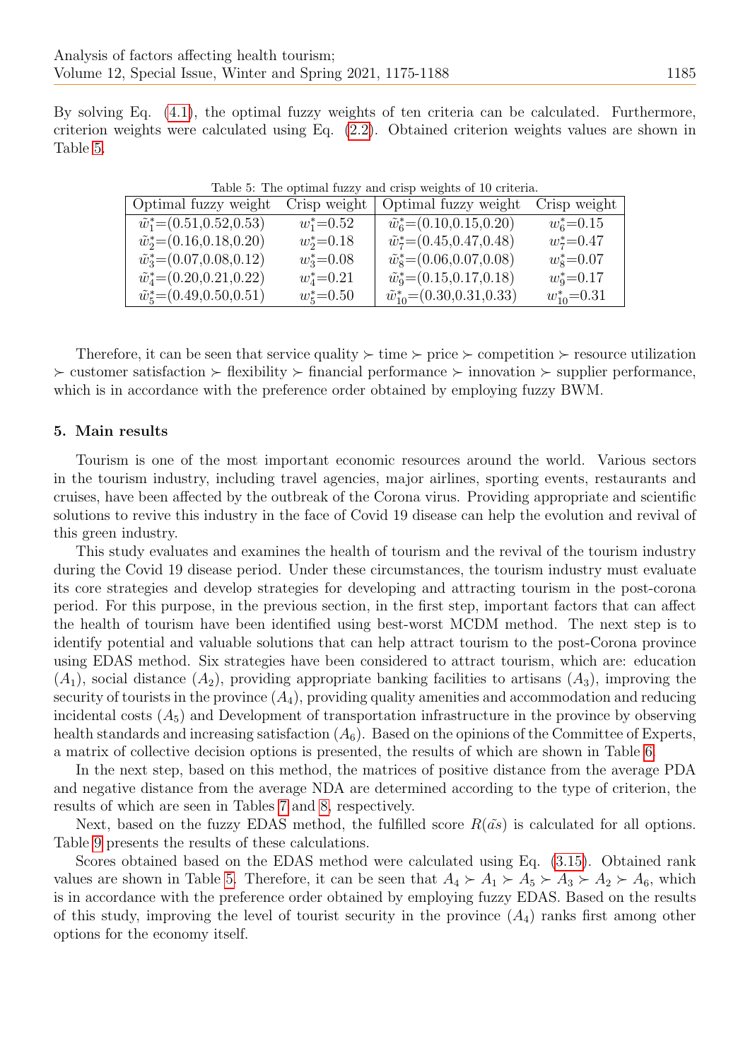By solving Eq. (4.1), the optimal fuzzy weights of ten criteria can be calculated. Furthermore, criterion weights were calculated using Eq. (2.2). Obtained criterion weights values are shown in Table 5.

Table 5: The optimal fuzzy and crisp weights of 10 criteria.

| Optimal fuzzy weight | Crisp weight | Optimal fuzzy weight | Crisp weight |
|---|---|---|---|
| $\tilde{w}_1^*$=(0.51,0.52,0.53) | $w_1^*$=0.52 | $\tilde{w}_6^*$=(0.10,0.15,0.20) | $w_6^*$=0.15 |
| $\tilde{w}_2^*$=(0.16,0.18,0.20) | $w_2^*$=0.18 | $\tilde{w}_7^*$=(0.45,0.47,0.48) | $w_7^*$=0.47 |
| $\tilde{w}_3^*$=(0.07,0.08,0.12) | $w_3^*$=0.08 | $\tilde{w}_8^*$=(0.06,0.07,0.08) | $w_8^*$=0.07 |
| $\tilde{w}_4^*$=(0.20,0.21,0.22) | $w_4^*$=0.21 | $\tilde{w}_9^*$=(0.15,0.17,0.18) | $w_9^*$=0.17 |
| $\tilde{w}_5^*$=(0.49,0.50,0.51) | $w_5^*$=0.50 | $\tilde{w}_{10}^*$=(0.30,0.31,0.33) | $w_{10}^*$=0.31 |

Therefore, it can be seen that service quality $\succ$ time $\succ$ price $\succ$ competition $\succ$ resource utilization $\succ$ customer satisfaction $\succ$ flexibility $\succ$ financial performance $\succ$ innovation $\succ$ supplier performance, which is in accordance with the preference order obtained by employing fuzzy BWM.

## 5. Main results

Tourism is one of the most important economic resources around the world. Various sectors in the tourism industry, including travel agencies, major airlines, sporting events, restaurants and cruises, have been affected by the outbreak of the Corona virus. Providing appropriate and scientific solutions to revive this industry in the face of Covid 19 disease can help the evolution and revival of this green industry.

This study evaluates and examines the health of tourism and the revival of the tourism industry during the Covid 19 disease period. Under these circumstances, the tourism industry must evaluate its core strategies and develop strategies for developing and attracting tourism in the post-corona period. For this purpose, in the previous section, in the first step, important factors that can affect the health of tourism have been identified using best-worst MCDM method. The next step is to identify potential and valuable solutions that can help attract tourism to the post-Corona province using EDAS method. Six strategies have been considered to attract tourism, which are: education ($A_1$), social distance ($A_2$), providing appropriate banking facilities to artisans ($A_3$), improving the security of tourists in the province ($A_4$), providing quality amenities and accommodation and reducing incidental costs ($A_5$) and Development of transportation infrastructure in the province by observing health standards and increasing satisfaction ($A_6$). Based on the opinions of the Committee of Experts, a matrix of collective decision options is presented, the results of which are shown in Table 6.

In the next step, based on this method, the matrices of positive distance from the average PDA and negative distance from the average NDA are determined according to the type of criterion, the results of which are seen in Tables 7 and 8, respectively.

Next, based on the fuzzy EDAS method, the fulfilled score $R(\tilde{as})$ is calculated for all options. Table 9 presents the results of these calculations.

Scores obtained based on the EDAS method were calculated using Eq. (3.15). Obtained rank values are shown in Table 5. Therefore, it can be seen that $A_4 \succ A_1 \succ A_5 \succ A_3 \succ A_2 \succ A_6$, which is in accordance with the preference order obtained by employing fuzzy EDAS. Based on the results of this study, improving the level of tourist security in the province ($A_4$) ranks first among other options for the economy itself.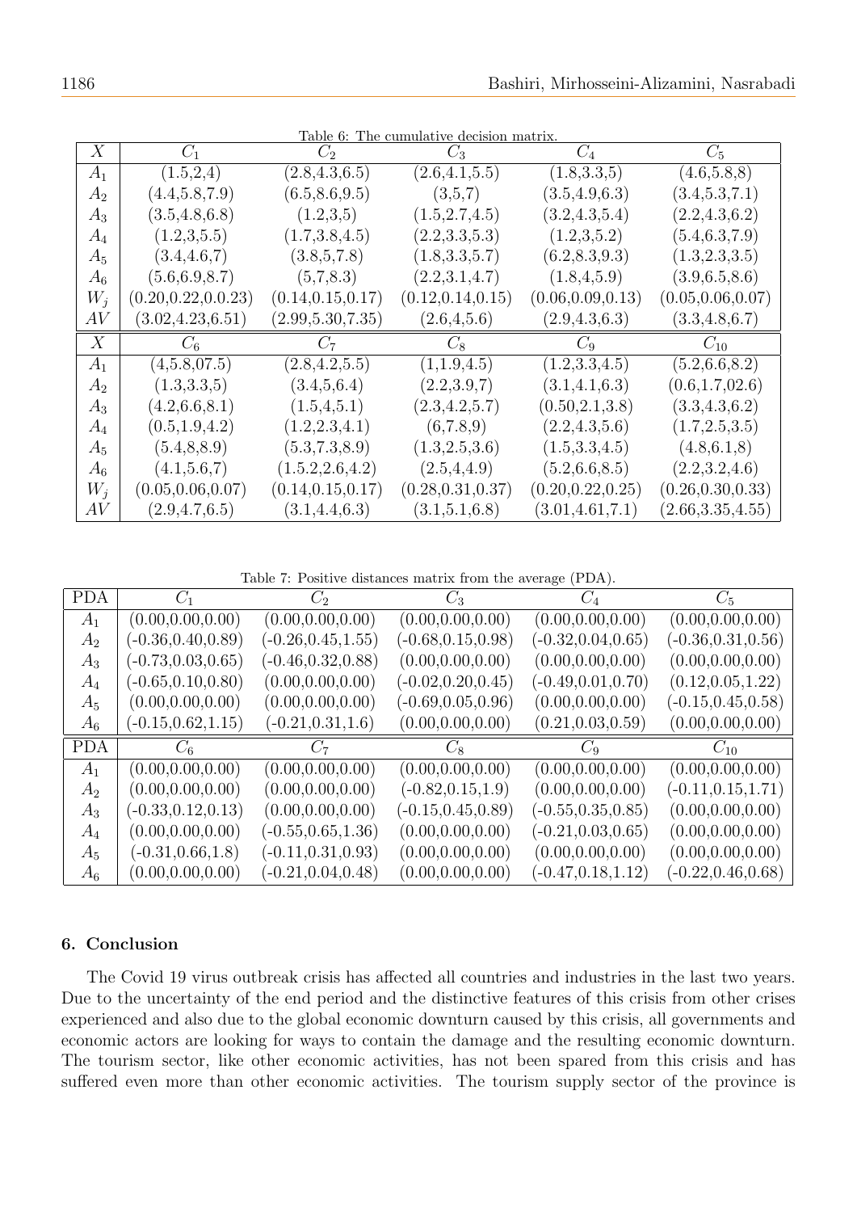Table 6: The cumulative decision matrix.

| $X$ | $C_1$ | $C_2$ | $C_3$ | $C_4$ | $C_5$ |
|---|---|---|---|---|---|
| $A_1$ | (1.5,2,4) | (2.8,4.3,6.5) | (2.6,4.1,5.5) | (1.8,3.3,5) | (4.6,5.8,8) |
| $A_2$ | (4.4,5.8,7.9) | (6.5,8.6,9.5) | (3,5,7) | (3.5,4.9,6.3) | (3.4,5.3,7.1) |
| $A_3$ | (3.5,4.8,6.8) | (1.2,3,5) | (1.5,2.7,4.5) | (3.2,4.3,5.4) | (2.2,4.3,6.2) |
| $A_4$ | (1.2,3,5.5) | (1.7,3.8,4.5) | (2.2,3.3,5.3) | (1.2,3,5.2) | (5.4,6.3,7.9) |
| $A_5$ | (3.4,4.6,7) | (3.8,5,7.8) | (1.8,3.3,5.7) | (6.2,8.3,9.3) | (1.3,2.3,3.5) |
| $A_6$ | (5.6,6.9,8.7) | (5,7,8.3) | (2.2,3.1,4.7) | (1.8,4,5.9) | (3.9,6.5,8.6) |
| $W_j$ | (0.20,0.22,0.23) | (0.14,0.15,0.17) | (0.12,0.14,0.15) | (0.06,0.09,0.13) | (0.05,0.06,0.07) |
| $AV$ | (3.02,4.23,6.51) | (2.99,5.30,7.35) | (2.6,4,5.6) | (2.9,4.3,6.3) | (3.3,4.8,6.7) |
| $X$ | $C_6$ | $C_7$ | $C_8$ | $C_9$ | $C_{10}$ |
| $A_1$ | (4,5.8,07.5) | (2.8,4.2,5.5) | (1,1.9,4.5) | (1.2,3.3,4.5) | (5.2,6.6,8.2) |
| $A_2$ | (1.3,3.3,5) | (3.4,5,6.4) | (2.2,3.9,7) | (3.1,4.1,6.3) | (0.6,1.7,02.6) |
| $A_3$ | (4.2,6.6,8.1) | (1.5,4,5.1) | (2.3,4.2,5.7) | (0.50,2.1,3.8) | (3.3,4.3,6.2) |
| $A_4$ | (0.5,1.9,4.2) | (1.2,2.3,4.1) | (6,7.8,9) | (2.2,4.3,5.6) | (1.7,2.5,3.5) |
| $A_5$ | (5.4,8,8.9) | (5.3,7.3,8.9) | (1.3,2.5,3.6) | (1.5,3.3,4.5) | (4.8,6.1,8) |
| $A_6$ | (4.1,5.6,7) | (1.5.2,2.6,4.2) | (2.5,4,4.9) | (5.2,6.6,8.5) | (2.2,3.2,4.6) |
| $W_j$ | (0.05,0.06,0.07) | (0.14,0.15,0.17) | (0.28,0.31,0.37) | (0.20,0.22,0.25) | (0.26,0.30,0.33) |
| $AV$ | (2.9,4.7,6.5) | (3.1,4.4,6.3) | (3.1,5.1,6.8) | (3.01,4.61,7.1) | (2.66,3.35,4.55) |

Table 7: Positive distances matrix from the average (PDA).

| PDA | $C_1$ | $C_2$ | $C_3$ | $C_4$ | $C_5$ |
|---|---|---|---|---|---|
| $A_1$ | (0.00,0.00,0.00) | (0.00,0.00,0.00) | (0.00,0.00,0.00) | (0.00,0.00,0.00) | (0.00,0.00,0.00) |
| $A_2$ | (-0.36,0.40,0.89) | (-0.26,0.45,1.55) | (-0.68,0.15,0.98) | (-0.32,0.04,0.65) | (-0.36,0.31,0.56) |
| $A_3$ | (-0.73,0.03,0.65) | (-0.46,0.32,0.88) | (0.00,0.00,0.00) | (0.00,0.00,0.00) | (0.00,0.00,0.00) |
| $A_4$ | (-0.65,0.10,0.80) | (0.00,0.00,0.00) | (-0.02,0.20,0.45) | (-0.49,0.01,0.70) | (0.12,0.05,1.22) |
| $A_5$ | (0.00,0.00,0.00) | (0.00,0.00,0.00) | (-0.69,0.05,0.96) | (0.00,0.00,0.00) | (-0.15,0.45,0.58) |
| $A_6$ | (-0.15,0.62,1.15) | (-0.21,0.31,1.6) | (0.00,0.00,0.00) | (0.21,0.03,0.59) | (0.00,0.00,0.00) |
| PDA | $C_6$ | $C_7$ | $C_8$ | $C_9$ | $C_{10}$ |
| $A_1$ | (0.00,0.00,0.00) | (0.00,0.00,0.00) | (0.00,0.00,0.00) | (0.00,0.00,0.00) | (0.00,0.00,0.00) |
| $A_2$ | (0.00,0.00,0.00) | (0.00,0.00,0.00) | (-0.82,0.15,1.9) | (0.00,0.00,0.00) | (-0.11,0.15,1.71) |
| $A_3$ | (-0.33,0.12,0.13) | (0.00,0.00,0.00) | (-0.15,0.45,0.89) | (-0.55,0.35,0.85) | (0.00,0.00,0.00) |
| $A_4$ | (0.00,0.00,0.00) | (-0.55,0.65,1.36) | (0.00,0.00,0.00) | (-0.21,0.03,0.65) | (0.00,0.00,0.00) |
| $A_5$ | (-0.31,0.66,1.8) | (-0.11,0.31,0.93) | (0.00,0.00,0.00) | (0.00,0.00,0.00) | (0.00,0.00,0.00) |
| $A_6$ | (0.00,0.00,0.00) | (-0.21,0.04,0.48) | (0.00,0.00,0.00) | (-0.47,0.18,1.12) | (-0.22,0.46,0.68) |

## 6. Conclusion

The Covid 19 virus outbreak crisis has affected all countries and industries in the last two years. Due to the uncertainty of the end period and the distinctive features of this crisis from other crises experienced and also due to the global economic downturn caused by this crisis, all governments and economic actors are looking for ways to contain the damage and the resulting economic downturn. The tourism sector, like other economic activities, has not been spared from this crisis and has suffered even more than other economic activities. The tourism supply sector of the province is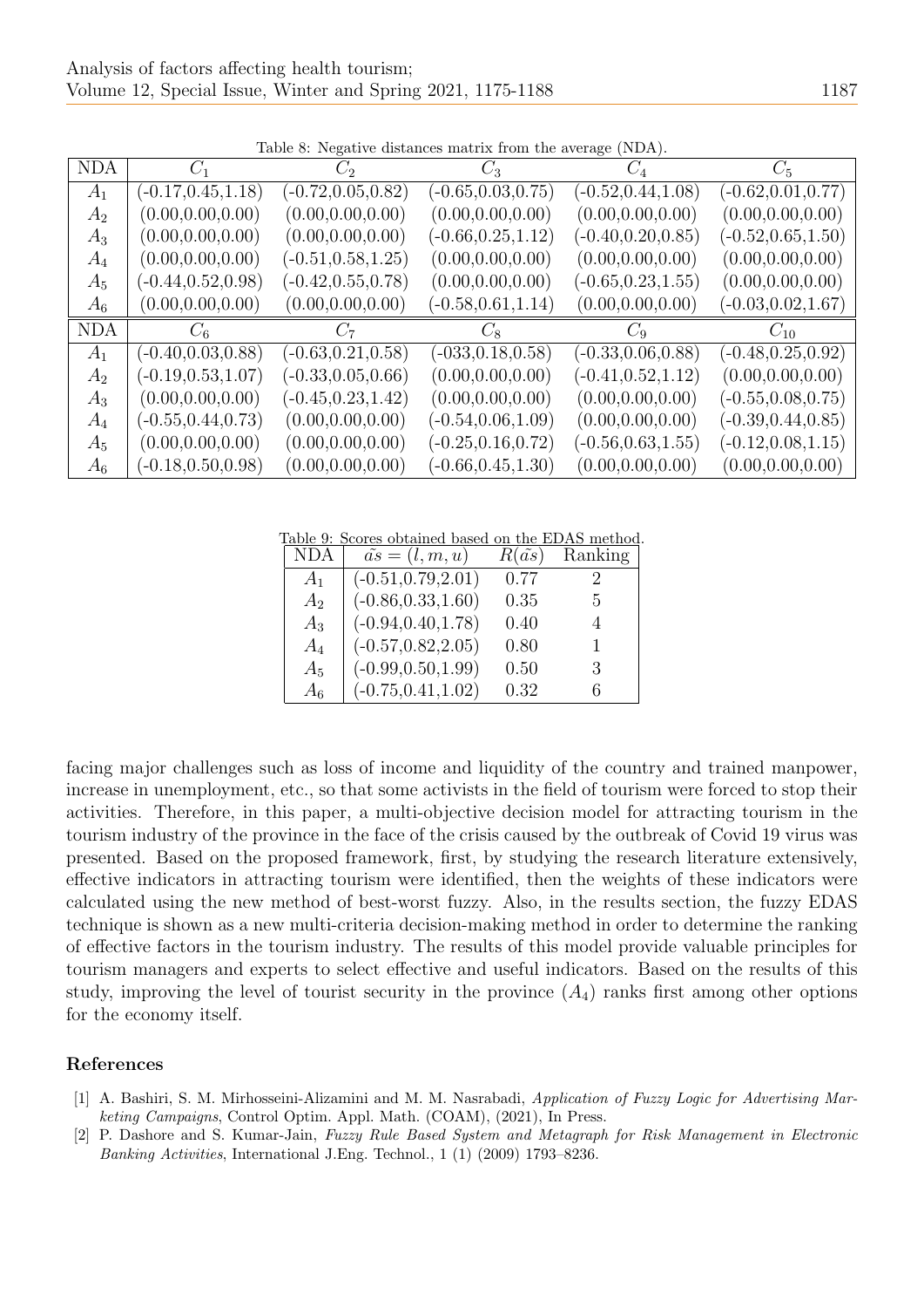Table 8: Negative distances matrix from the average (NDA).

| NDA | $C_1$ | $C_2$ | $C_3$ | $C_4$ | $C_5$ |
|---|---|---|---|---|---|
| $A_1$ | (-0.17,0.45,1.18) | (-0.72,0.05,0.82) | (-0.65,0.03,0.75) | (-0.52,0.44,1.08) | (-0.62,0.01,0.77) |
| $A_2$ | (0.00,0.00,0.00) | (0.00,0.00,0.00) | (0.00,0.00,0.00) | (0.00,0.00,0.00) | (0.00,0.00,0.00) |
| $A_3$ | (0.00,0.00,0.00) | (0.00,0.00,0.00) | (-0.66,0.25,1.12) | (-0.40,0.20,0.85) | (-0.52,0.65,1.50) |
| $A_4$ | (0.00,0.00,0.00) | (-0.51,0.58,1.25) | (0.00,0.00,0.00) | (0.00,0.00,0.00) | (0.00,0.00,0.00) |
| $A_5$ | (-0.44,0.52,0.98) | (-0.42,0.55,0.78) | (0.00,0.00,0.00) | (-0.65,0.23,1.55) | (0.00,0.00,0.00) |
| $A_6$ | (0.00,0.00,0.00) | (0.00,0.00,0.00) | (-0.58,0.61,1.14) | (0.00,0.00,0.00) | (-0.03,0.02,1.67) |
| **NDA** | $C_6$ | $C_7$ | $C_8$ | $C_9$ | $C_{10}$ |
| $A_1$ | (-0.40,0.03,0.88) | (-0.63,0.21,0.58) | (-033,0.18,0.58) | (-0.33,0.06,0.88) | (-0.48,0.25,0.92) |
| $A_2$ | (-0.19,0.53,1.07) | (-0.33,0.05,0.66) | (0.00,0.00,0.00) | (-0.41,0.52,1.12) | (0.00,0.00,0.00) |
| $A_3$ | (0.00,0.00,0.00) | (-0.45,0.23,1.42) | (0.00,0.00,0.00) | (0.00,0.00,0.00) | (-0.55,0.08,0.75) |
| $A_4$ | (-0.55,0.44,0.73) | (0.00,0.00,0.00) | (-0.54,0.06,1.09) | (0.00,0.00,0.00) | (-0.39,0.44,0.85) |
| $A_5$ | (0.00,0.00,0.00) | (0.00,0.00,0.00) | (-0.25,0.16,0.72) | (-0.56,0.63,1.55) | (-0.12,0.08,1.15) |
| $A_6$ | (-0.18,0.50,0.98) | (0.00,0.00,0.00) | (-0.66,0.45,1.30) | (0.00,0.00,0.00) | (0.00,0.00,0.00) |

Table 9: Scores obtained based on the EDAS method.

| NDA | $\tilde{as} = (l, m, u)$ | $R(\tilde{as})$ | Ranking |
|---|---|---|---|
| $A_1$ | (-0.51,0.79,2.01) | 0.77 | 2 |
| $A_2$ | (-0.86,0.33,1.60) | 0.35 | 5 |
| $A_3$ | (-0.94,0.40,1.78) | 0.40 | 4 |
| $A_4$ | (-0.57,0.82,2.05) | 0.80 | 1 |
| $A_5$ | (-0.99,0.50,1.99) | 0.50 | 3 |
| $A_6$ | (-0.75,0.41,1.02) | 0.32 | 6 |

facing major challenges such as loss of income and liquidity of the country and trained manpower, increase in unemployment, etc., so that some activists in the field of tourism were forced to stop their activities. Therefore, in this paper, a multi-objective decision model for attracting tourism in the tourism industry of the province in the face of the crisis caused by the outbreak of Covid 19 virus was presented. Based on the proposed framework, first, by studying the research literature extensively, effective indicators in attracting tourism were identified, then the weights of these indicators were calculated using the new method of best-worst fuzzy. Also, in the results section, the fuzzy EDAS technique is shown as a new multi-criteria decision-making method in order to determine the ranking of effective factors in the tourism industry. The results of this model provide valuable principles for tourism managers and experts to select effective and useful indicators. Based on the results of this study, improving the level of tourist security in the province ($A_4$) ranks first among other options for the economy itself.

## References

[1] A. Bashiri, S. M. Mirhosseini-Alizamini and M. M. Nasrabadi, *Application of Fuzzy Logic for Advertising Marketing Campaigns*, Control Optim. Appl. Math. (COAM), (2021), In Press.

[2] P. Dashore and S. Kumar-Jain, *Fuzzy Rule Based System and Metagraph for Risk Management in Electronic Banking Activities*, International J.Eng. Technol., 1 (1) (2009) 1793–8236.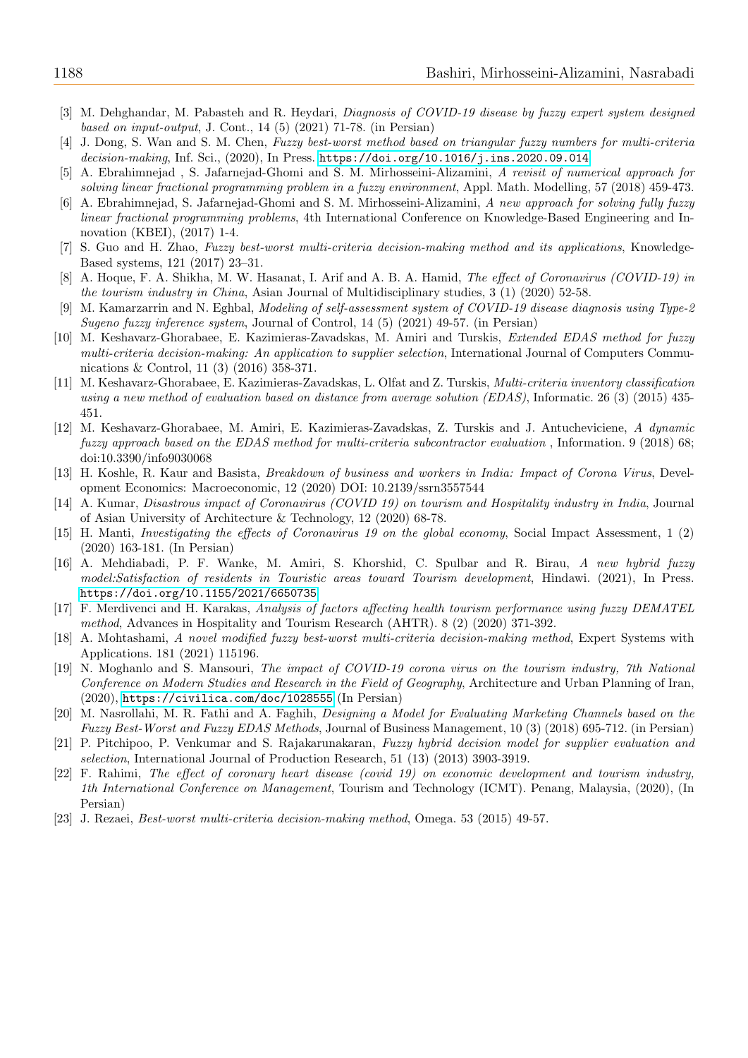[3] M. Dehghandar, M. Pabasteh and R. Heydari, *Diagnosis of COVID-19 disease by fuzzy expert system designed based on input-output*, J. Cont., 14 (5) (2021) 71-78. (in Persian)

[4] J. Dong, S. Wan and S. M. Chen, *Fuzzy best-worst method based on triangular fuzzy numbers for multi-criteria decision-making*, Inf. Sci., (2020), In Press. https://doi.org/10.1016/j.ins.2020.09.014

[5] A. Ebrahimnejad , S. Jafarnejad-Ghomi and S. M. Mirhosseini-Alizamini, *A revisit of numerical approach for solving linear fractional programming problem in a fuzzy environment*, Appl. Math. Modelling, 57 (2018) 459-473.

[6] A. Ebrahimnejad, S. Jafarnejad-Ghomi and S. M. Mirhosseini-Alizamini, *A new approach for solving fully fuzzy linear fractional programming problems*, 4th International Conference on Knowledge-Based Engineering and Innovation (KBEI), (2017) 1-4.

[7] S. Guo and H. Zhao, *Fuzzy best-worst multi-criteria decision-making method and its applications*, Knowledge-Based systems, 121 (2017) 23–31.

[8] A. Hoque, F. A. Shikha, M. W. Hasanat, I. Arif and A. B. A. Hamid, *The effect of Coronavirus (COVID-19) in the tourism industry in China*, Asian Journal of Multidisciplinary studies, 3 (1) (2020) 52-58.

[9] M. Kamarzarrin and N. Eghbal, *Modeling of self-assessment system of COVID-19 disease diagnosis using Type-2 Sugeno fuzzy inference system*, Journal of Control, 14 (5) (2021) 49-57. (in Persian)

[10] M. Keshavarz-Ghorabaee, E. Kazimieras-Zavadskas, M. Amiri and Turskis, *Extended EDAS method for fuzzy multi-criteria decision-making: An application to supplier selection*, International Journal of Computers Communications & Control, 11 (3) (2016) 358-371.

[11] M. Keshavarz-Ghorabaee, E. Kazimieras-Zavadskas, L. Olfat and Z. Turskis, *Multi-criteria inventory classification using a new method of evaluation based on distance from average solution (EDAS)*, Informatic. 26 (3) (2015) 435-451.

[12] M. Keshavarz-Ghorabaee, M. Amiri, E. Kazimieras-Zavadskas, Z. Turskis and J. Antucheviciene, *A dynamic fuzzy approach based on the EDAS method for multi-criteria subcontractor evaluation* , Information. 9 (2018) 68; doi:10.3390/info9030068

[13] H. Koshle, R. Kaur and Basista, *Breakdown of business and workers in India: Impact of Corona Virus*, Development Economics: Macroeconomic, 12 (2020) DOI: 10.2139/ssrn3557544

[14] A. Kumar, *Disastrous impact of Coronavirus (COVID 19) on tourism and Hospitality industry in India*, Journal of Asian University of Architecture & Technology, 12 (2020) 68-78.

[15] H. Manti, *Investigating the effects of Coronavirus 19 on the global economy*, Social Impact Assessment, 1 (2) (2020) 163-181. (In Persian)

[16] A. Mehdiabadi, P. F. Wanke, M. Amiri, S. Khorshid, C. Spulbar and R. Birau, *A new hybrid fuzzy model:Satisfaction of residents in Touristic areas toward Tourism development*, Hindawi. (2021), In Press. https://doi.org/10.1155/2021/6650735

[17] F. Merdivenci and H. Karakas, *Analysis of factors affecting health tourism performance using fuzzy DEMATEL method*, Advances in Hospitality and Tourism Research (AHTR). 8 (2) (2020) 371-392.

[18] A. Mohtashami, *A novel modified fuzzy best-worst multi-criteria decision-making method*, Expert Systems with Applications. 181 (2021) 115196.

[19] N. Moghanlo and S. Mansouri, *The impact of COVID-19 corona virus on the tourism industry, 7th National Conference on Modern Studies and Research in the Field of Geography*, Architecture and Urban Planning of Iran, (2020), https://civilica.com/doc/1028555 (In Persian)

[20] M. Nasrollahi, M. R. Fathi and A. Faghih, *Designing a Model for Evaluating Marketing Channels based on the Fuzzy Best-Worst and Fuzzy EDAS Methods*, Journal of Business Management, 10 (3) (2018) 695-712. (in Persian)

[21] P. Pitchipoo, P. Venkumar and S. Rajakarunakaran, *Fuzzy hybrid decision model for supplier evaluation and selection*, International Journal of Production Research, 51 (13) (2013) 3903-3919.

[22] F. Rahimi, *The effect of coronary heart disease (covid 19) on economic development and tourism industry, 1th International Conference on Management*, Tourism and Technology (ICMT). Penang, Malaysia, (2020), (In Persian)

[23] J. Rezaei, *Best-worst multi-criteria decision-making method*, Omega. 53 (2015) 49-57.